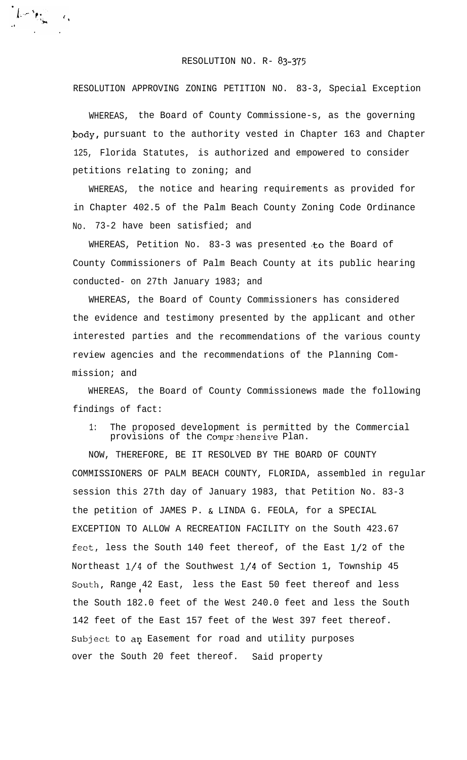RESOLUTION NO. R- 83-375

RESOLUTION APPROVING ZONING PETITION NO. 83-3, Special Exception

WHEREAS, the Board of County Commissione-s, as the governing body, pursuant to the authority vested in Chapter 163 and Chapter 125, Florida Statutes, is authorized and empowered to consider petitions relating to zoning; and

WHEREAS, the notice and hearing requirements as provided for in Chapter 402.5 of the Palm Beach County Zoning Code Ordinance No. 73-2 have been satisfied; and

WHEREAS, Petition No. 83-3 was presented to the Board of County Commissioners of Palm Beach County at its public hearing conducted- on 27th January 1983; and

WHEREAS, the Board of County Commissioners has considered the evidence and testimony presented by the applicant and other interested parties and the recommendations of the various county review agencies and the recommendations of the Planning Commission; and

WHEREAS, the Board of County Commissionews made the following findings of fact:

1: The proposed development is permitted by the Commercial provisions of the Comprehensive Plan.

NOW, THEREFORE, BE IT RESOLVED BY THE BOARD OF COUNTY COMMISSIONERS OF PALM BEACH COUNTY, FLORIDA, assembled in regular session this 27th day of January 1983, that Petition No. 83-3 the petition of JAMES P. & LINDA G. FEOLA, for a SPECIAL EXCEPTION TO ALLOW A RECREATION FACILITY on the South 423.67 feet, less the South 140 feet thereof, of the East 1/2 of the Northeast 1/4 of the Southwest 1/4 of Section 1, Township 45 South, Range 42 East, less the East 50 feet thereof and less the South 182.0 feet of the West 240.0 feet and less the South 142 feet of the East 157 feet of the West 397 feet thereof. Subject to an Easement for road and utility purposes over the South 20 feet thereof. Said property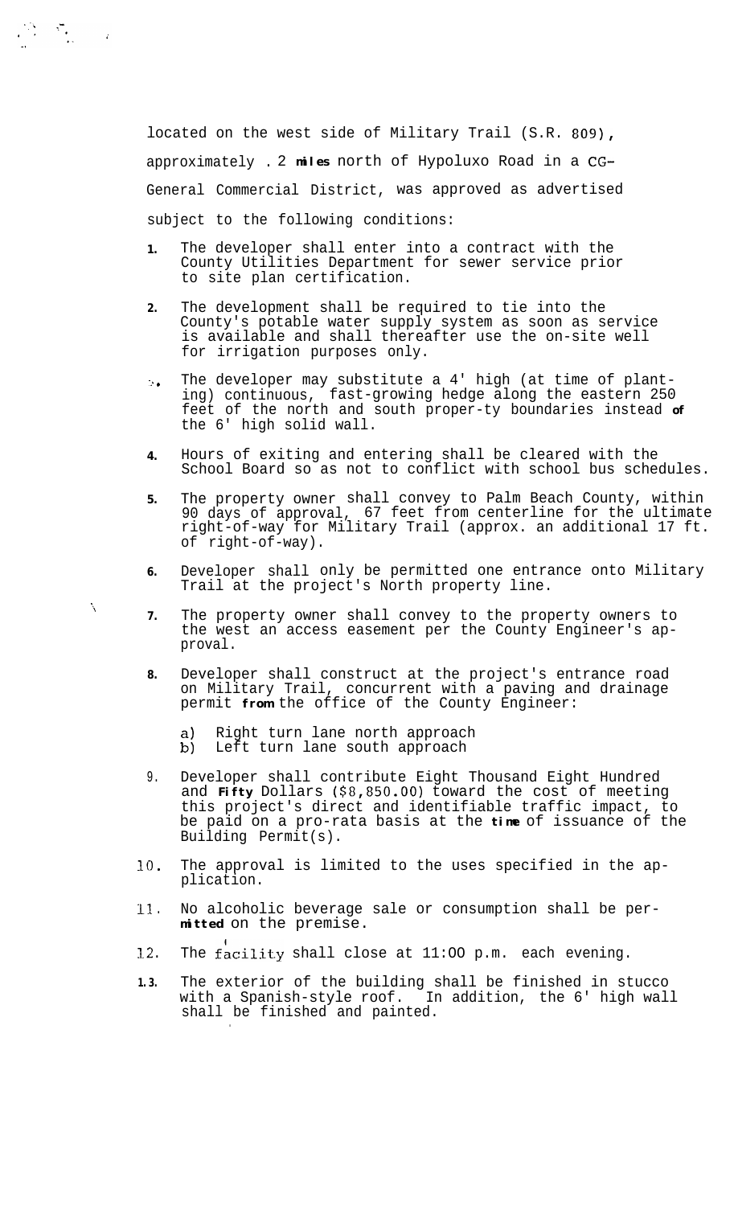located on the west side of Military Trail (S.R. 809), approximately .2 miles north of Hypoluxo Road in a CG-General Commercial District, was approved as advertised subject to the following conditions:

1. The developer shall enter into a contract with the County Utilities Department for sewer service prior to site plan certification.

2. The development shall be required to tie into the County's potable water supply system as soon as service is available and shall thereafter use the on-site well for irrigation purposes only.

3. The developer may substitute a 4' high (at time of planting) continuous, fast-growing hedge along the eastern 250 feet of the north and south proper-ty boundaries instead of the 6' high solid wall.

4. Hours of exiting and entering shall be cleared with the School Board so as not to conflict with school bus schedules.

5. The property owner shall convey to Palm Beach County, within 90 days of approval, 67 feet from centerline for the ultimate right-of-way for Military Trail (approx. an additional 17 ft. of right-of-way).

6. Developer shall only be permitted one entrance onto Military Trail at the project's North property line.

7. The property owner shall convey to the property owners to the west an access easement per the County Engineer's approval.

8. Developer shall construct at the project's entrance road on Military Trail, concurrent with a paving and drainage permit from the office of the County Engineer:

   a) Right turn lane north approach
   b) Left turn lane south approach

9. Developer shall contribute Eight Thousand Eight Hundred and Fifty Dollars ($8,850.00) toward the cost of meeting this project's direct and identifiable traffic impact, to be paid on a pro-rata basis at the time of issuance of the Building Permit(s).

10. The approval is limited to the uses specified in the application.

11. No alcoholic beverage sale or consumption shall be permitted on the premise.

12. The facility shall close at 11:00 p.m. each evening.

13. The exterior of the building shall be finished in stucco with a Spanish-style roof. In addition, the 6' high wall shall be finished and painted.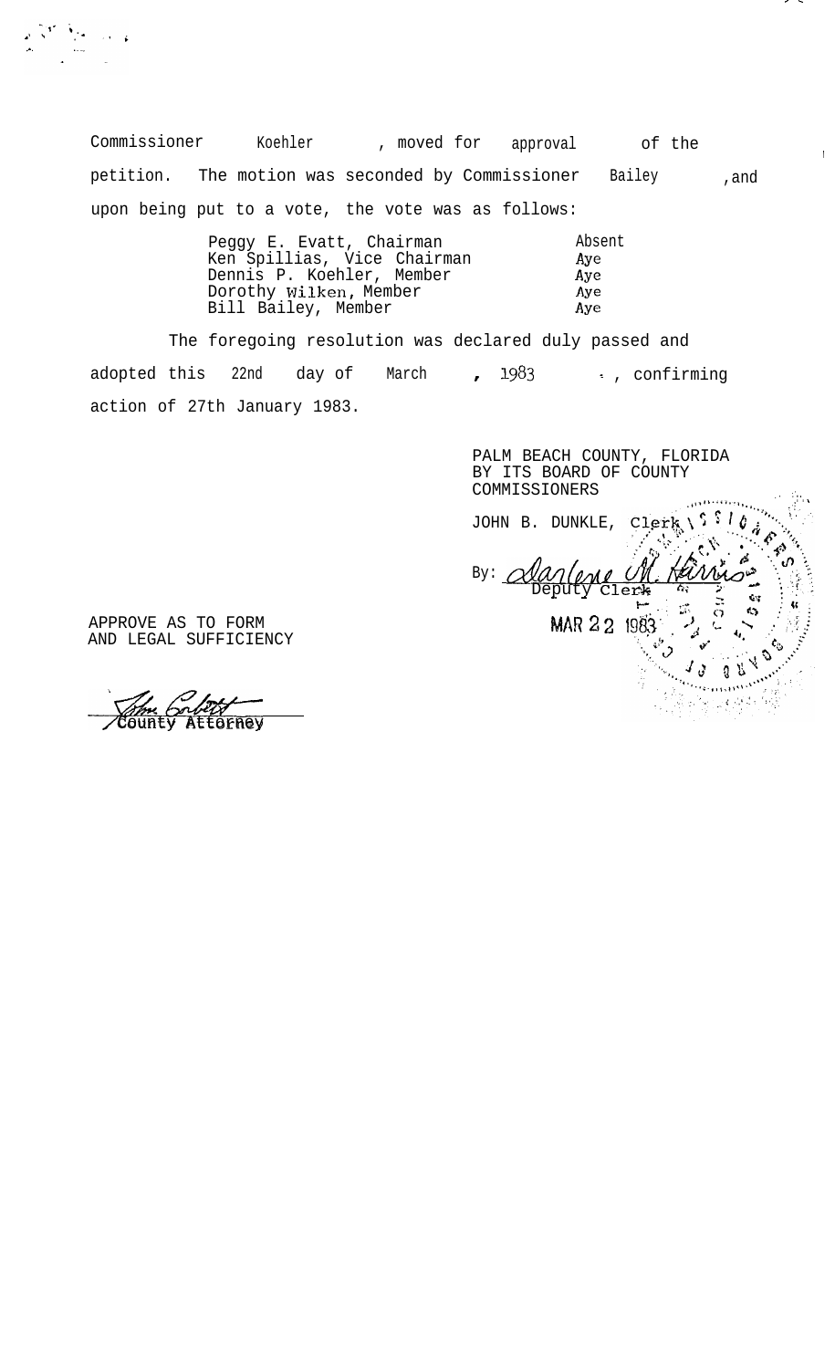Commissioner Koehler, moved for approval of the petition. The motion was seconded by Commissioner Bailey, and upon being put to a vote, the vote was as follows:

| | |
|---|---|
| Peggy E. Evatt, Chairman | Absent |
| Ken Spillias, Vice Chairman | Aye |
| Dennis P. Koehler, Member | Aye |
| Dorothy Wilken, Member | Aye |
| Bill Bailey, Member | Aye |

The foregoing resolution was declared duly passed and adopted this 22nd day of March, 1983, confirming action of 27th January 1983.

PALM BEACH COUNTY, FLORIDA
BY ITS BOARD OF COUNTY COMMISSIONERS

JOHN B. DUNKLE, Clerk

By: Darlene M. Harris
Deputy Clerk

MAR 22 1983

APPROVE AS TO FORM
AND LEGAL SUFFICIENCY

John Corbett
County Attorney